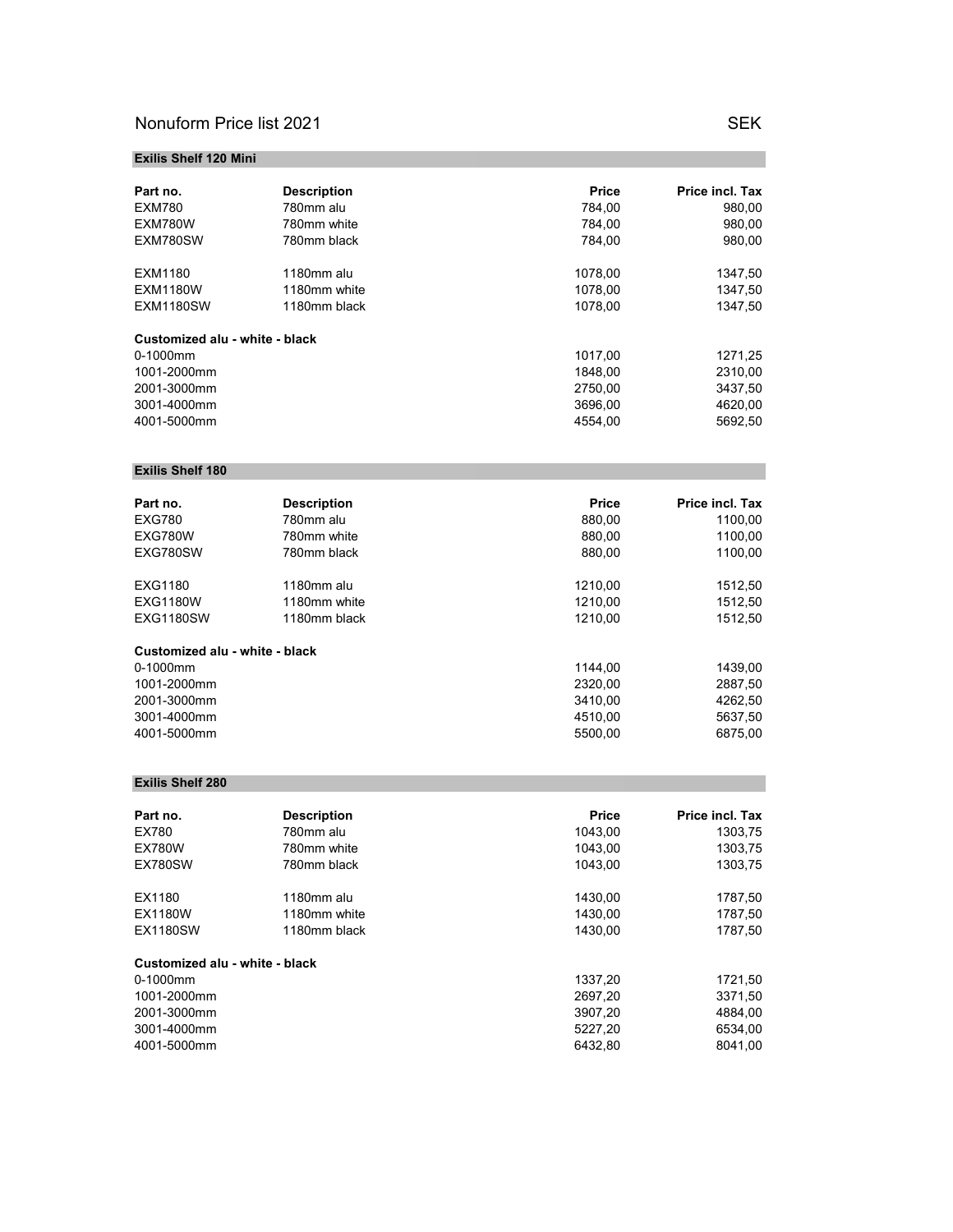# Nonuform Price list 2021

SEK

## Exilis Shelf 120 Mini

| Part no. | Description | Price | Price incl. Tax |
|---|---|---|---|
| EXM780 | 780mm alu | 784,00 | 980,00 |
| EXM780W | 780mm white | 784,00 | 980,00 |
| EXM780SW | 780mm black | 784,00 | 980,00 |
| | | | |
| EXM1180 | 1180mm alu | 1078,00 | 1347,50 |
| EXM1180W | 1180mm white | 1078,00 | 1347,50 |
| EXM1180SW | 1180mm black | 1078,00 | 1347,50 |
| | | | |
| **Customized alu - white - black** | | | |
| 0-1000mm | | 1017,00 | 1271,25 |
| 1001-2000mm | | 1848,00 | 2310,00 |
| 2001-3000mm | | 2750,00 | 3437,50 |
| 3001-4000mm | | 3696,00 | 4620,00 |
| 4001-5000mm | | 4554,00 | 5692,50 |

## Exilis Shelf 180

| Part no. | Description | Price | Price incl. Tax |
|---|---|---|---|
| EXG780 | 780mm alu | 880,00 | 1100,00 |
| EXG780W | 780mm white | 880,00 | 1100,00 |
| EXG780SW | 780mm black | 880,00 | 1100,00 |
| | | | |
| EXG1180 | 1180mm alu | 1210,00 | 1512,50 |
| EXG1180W | 1180mm white | 1210,00 | 1512,50 |
| EXG1180SW | 1180mm black | 1210,00 | 1512,50 |
| | | | |
| **Customized alu - white - black** | | | |
| 0-1000mm | | 1144,00 | 1439,00 |
| 1001-2000mm | | 2320,00 | 2887,50 |
| 2001-3000mm | | 3410,00 | 4262,50 |
| 3001-4000mm | | 4510,00 | 5637,50 |
| 4001-5000mm | | 5500,00 | 6875,00 |

## Exilis Shelf 280

| Part no. | Description | Price | Price incl. Tax |
|---|---|---|---|
| EX780 | 780mm alu | 1043,00 | 1303,75 |
| EX780W | 780mm white | 1043,00 | 1303,75 |
| EX780SW | 780mm black | 1043,00 | 1303,75 |
| | | | |
| EX1180 | 1180mm alu | 1430,00 | 1787,50 |
| EX1180W | 1180mm white | 1430,00 | 1787,50 |
| EX1180SW | 1180mm black | 1430,00 | 1787,50 |
| | | | |
| **Customized alu - white - black** | | | |
| 0-1000mm | | 1337,20 | 1721,50 |
| 1001-2000mm | | 2697,20 | 3371,50 |
| 2001-3000mm | | 3907,20 | 4884,00 |
| 3001-4000mm | | 5227,20 | 6534,00 |
| 4001-5000mm | | 6432,80 | 8041,00 |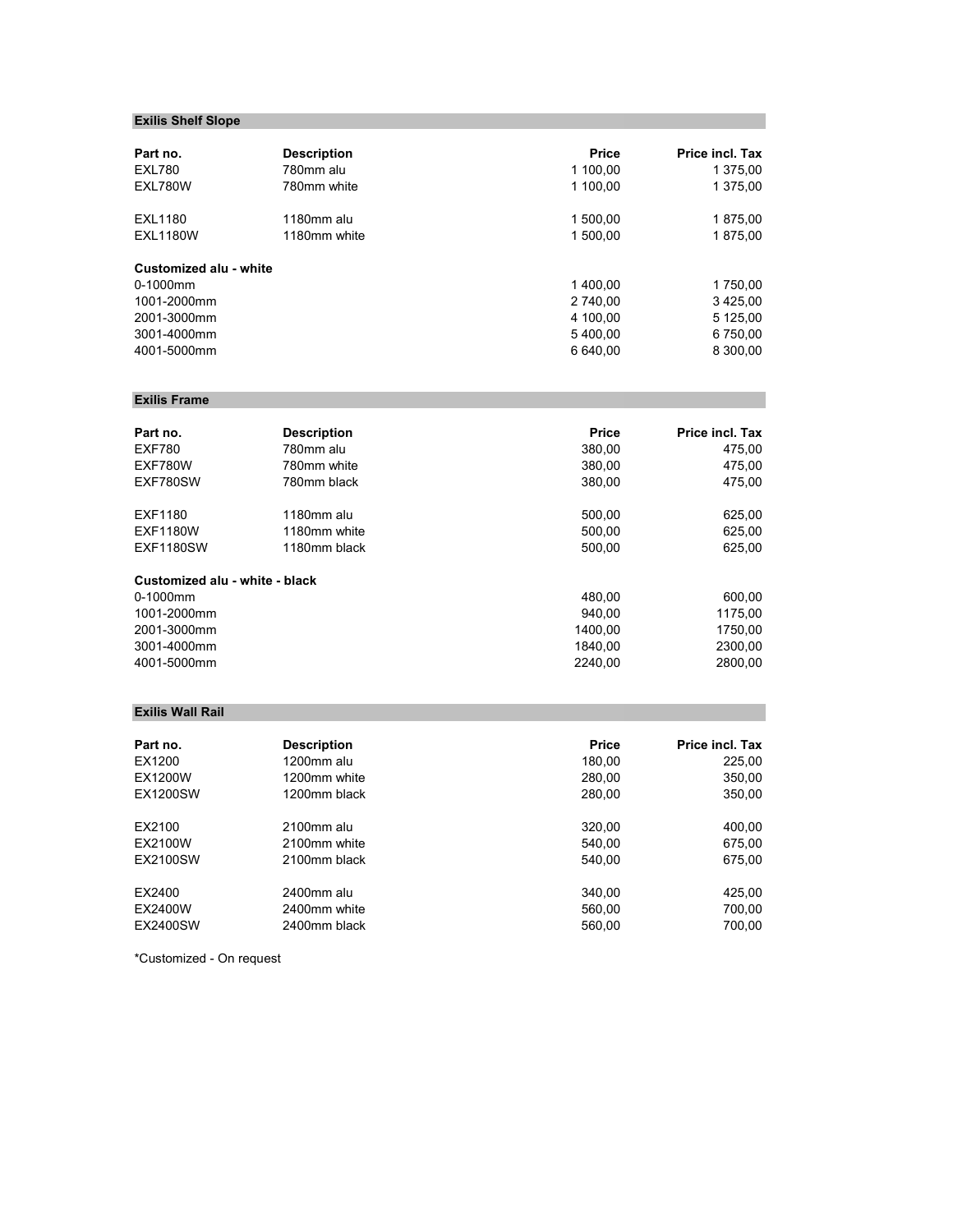## Exilis Shelf Slope

| Part no. | Description | Price | Price incl. Tax |
| --- | --- | ---: | ---: |
| EXL780 | 780mm alu | 1 100,00 | 1 375,00 |
| EXL780W | 780mm white | 1 100,00 | 1 375,00 |
| | | | |
| EXL1180 | 1180mm alu | 1 500,00 | 1 875,00 |
| EXL1180W | 1180mm white | 1 500,00 | 1 875,00 |
| | | | |
| **Customized alu - white** | | | |
| 0-1000mm | | 1 400,00 | 1 750,00 |
| 1001-2000mm | | 2 740,00 | 3 425,00 |
| 2001-3000mm | | 4 100,00 | 5 125,00 |
| 3001-4000mm | | 5 400,00 | 6 750,00 |
| 4001-5000mm | | 6 640,00 | 8 300,00 |

## Exilis Frame

| Part no. | Description | Price | Price incl. Tax |
| --- | --- | ---: | ---: |
| EXF780 | 780mm alu | 380,00 | 475,00 |
| EXF780W | 780mm white | 380,00 | 475,00 |
| EXF780SW | 780mm black | 380,00 | 475,00 |
| | | | |
| EXF1180 | 1180mm alu | 500,00 | 625,00 |
| EXF1180W | 1180mm white | 500,00 | 625,00 |
| EXF1180SW | 1180mm black | 500,00 | 625,00 |
| | | | |
| **Customized alu - white - black** | | | |
| 0-1000mm | | 480,00 | 600,00 |
| 1001-2000mm | | 940,00 | 1175,00 |
| 2001-3000mm | | 1400,00 | 1750,00 |
| 3001-4000mm | | 1840,00 | 2300,00 |
| 4001-5000mm | | 2240,00 | 2800,00 |

## Exilis Wall Rail

| Part no. | Description | Price | Price incl. Tax |
| --- | --- | ---: | ---: |
| EX1200 | 1200mm alu | 180,00 | 225,00 |
| EX1200W | 1200mm white | 280,00 | 350,00 |
| EX1200SW | 1200mm black | 280,00 | 350,00 |
| | | | |
| EX2100 | 2100mm alu | 320,00 | 400,00 |
| EX2100W | 2100mm white | 540,00 | 675,00 |
| EX2100SW | 2100mm black | 540,00 | 675,00 |
| | | | |
| EX2400 | 2400mm alu | 340,00 | 425,00 |
| EX2400W | 2400mm white | 560,00 | 700,00 |
| EX2400SW | 2400mm black | 560,00 | 700,00 |

*Customized - On request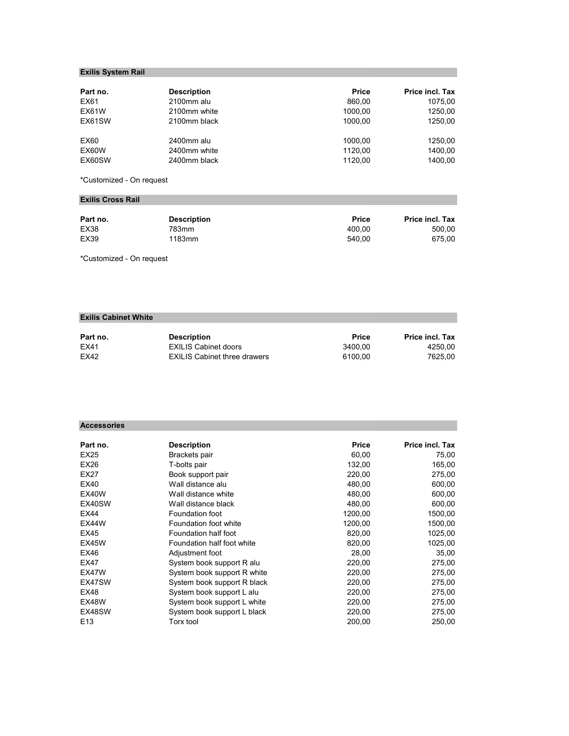## Exilis System Rail

| Part no. | Description | Price | Price incl. Tax |
|---|---|---|---|
| EX61 | 2100mm alu | 860,00 | 1075,00 |
| EX61W | 2100mm white | 1000,00 | 1250,00 |
| EX61SW | 2100mm black | 1000,00 | 1250,00 |
| | | | |
| EX60 | 2400mm alu | 1000,00 | 1250,00 |
| EX60W | 2400mm white | 1120,00 | 1400,00 |
| EX60SW | 2400mm black | 1120,00 | 1400,00 |

*Customized - On request

## Exilis Cross Rail

| Part no. | Description | Price | Price incl. Tax |
|---|---|---|---|
| EX38 | 783mm | 400,00 | 500,00 |
| EX39 | 1183mm | 540,00 | 675,00 |

*Customized - On request

## Exilis Cabinet White

| Part no. | Description | Price | Price incl. Tax |
|---|---|---|---|
| EX41 | EXILIS Cabinet doors | 3400,00 | 4250,00 |
| EX42 | EXILIS Cabinet three drawers | 6100,00 | 7625,00 |

## Accessories

| Part no. | Description | Price | Price incl. Tax |
|---|---|---|---|
| EX25 | Brackets pair | 60,00 | 75,00 |
| EX26 | T-bolts pair | 132,00 | 165,00 |
| EX27 | Book support pair | 220,00 | 275,00 |
| EX40 | Wall distance alu | 480,00 | 600,00 |
| EX40W | Wall distance white | 480,00 | 600,00 |
| EX40SW | Wall distance black | 480,00 | 600,00 |
| EX44 | Foundation foot | 1200,00 | 1500,00 |
| EX44W | Foundation foot white | 1200,00 | 1500,00 |
| EX45 | Foundation half foot | 820,00 | 1025,00 |
| EX45W | Foundation half foot white | 820,00 | 1025,00 |
| EX46 | Adjustment foot | 28,00 | 35,00 |
| EX47 | System book support R alu | 220,00 | 275,00 |
| EX47W | System book support R white | 220,00 | 275,00 |
| EX47SW | System book support R black | 220,00 | 275,00 |
| EX48 | System book support L alu | 220,00 | 275,00 |
| EX48W | System book support L white | 220,00 | 275,00 |
| EX48SW | System book support L black | 220,00 | 275,00 |
| E13 | Torx tool | 200,00 | 250,00 |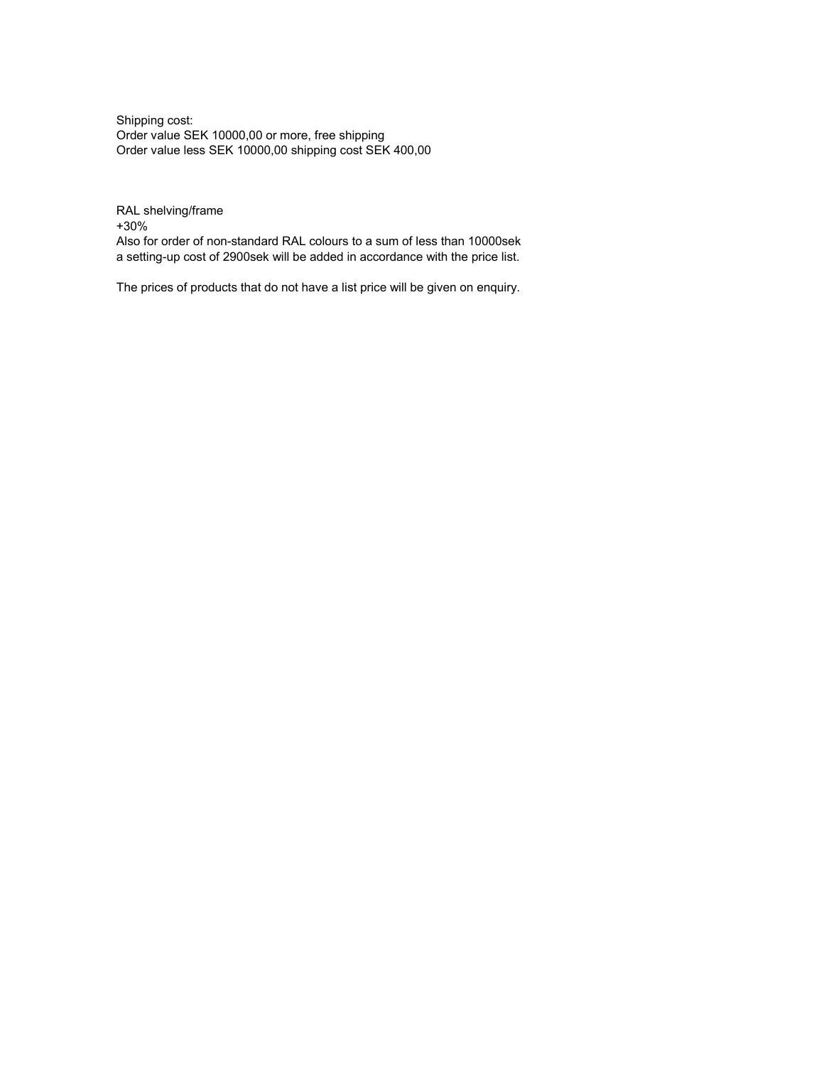Shipping cost:
Order value SEK 10000,00 or more, free shipping
Order value less SEK 10000,00 shipping cost SEK 400,00

RAL shelving/frame
+30%
Also for order of non-standard RAL colours to a sum of less than 10000sek
a setting-up cost of 2900sek will be added in accordance with the price list.

The prices of products that do not have a list price will be given on enquiry.